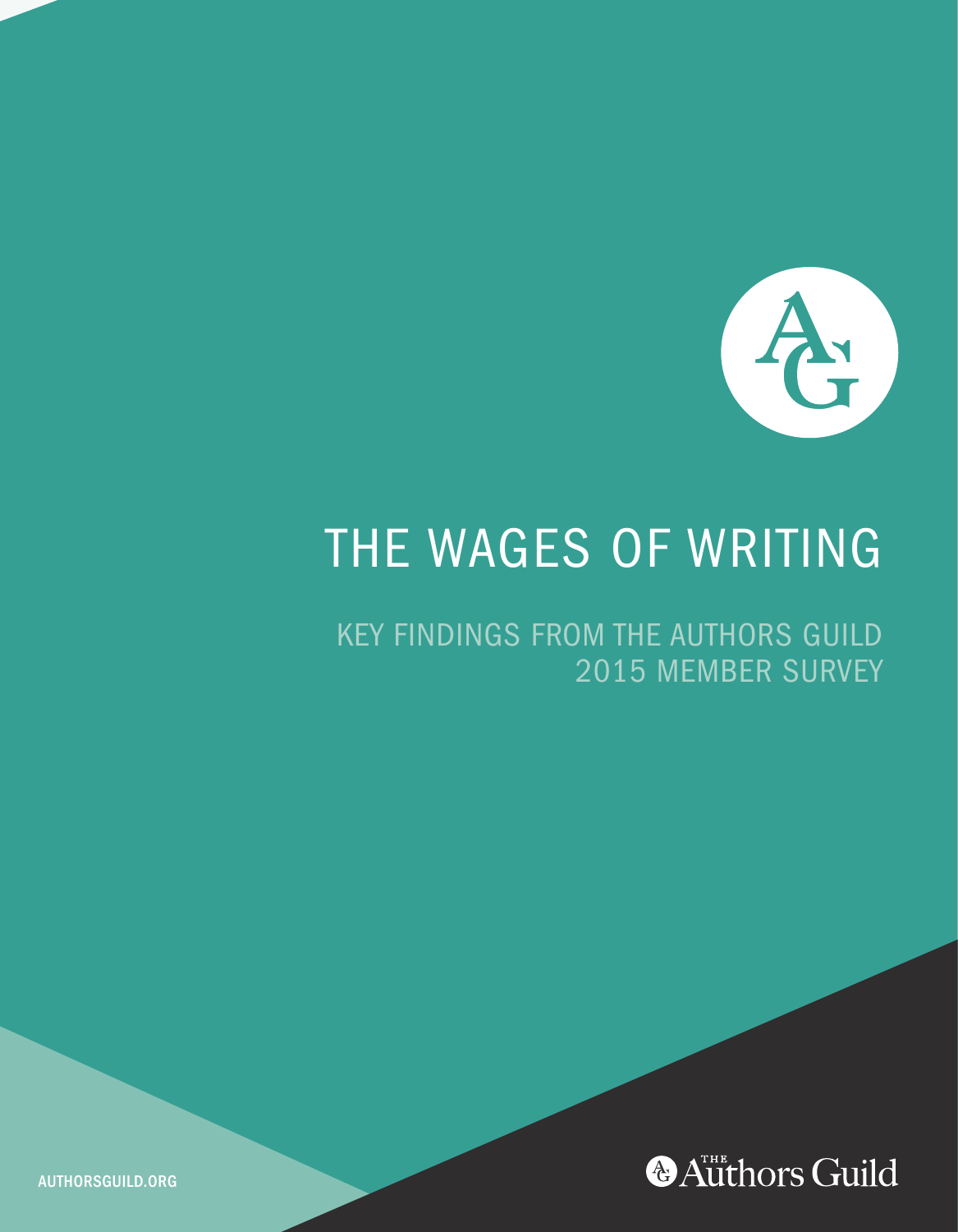# THE WAGES OF WRITING

## KEY FINDINGS FROM THE AUTHORS GUILD 2015 MEMBER SURVEY

AUTHORSGUILD.ORG

The Authors Guild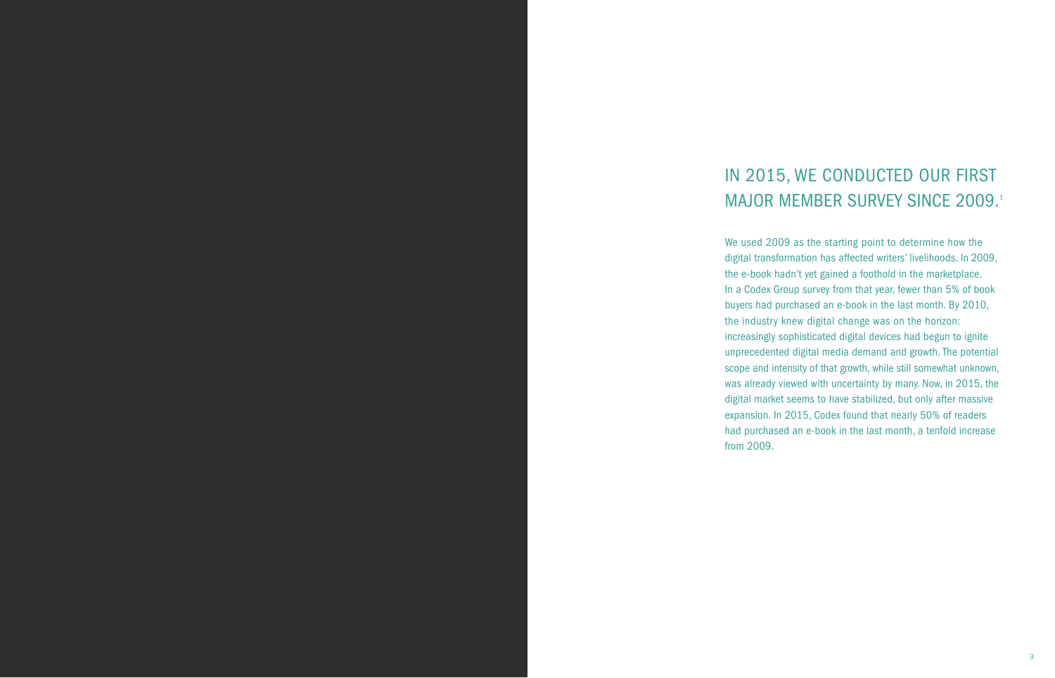# IN 2015, WE CONDUCTED OUR FIRST MAJOR MEMBER SURVEY SINCE 2009.[1]

We used 2009 as the starting point to determine how the digital transformation has affected writers' livelihoods. In 2009, the e-book hadn't yet gained a foothold in the marketplace. In a Codex Group survey from that year, fewer than 5% of book buyers had purchased an e-book in the last month. By 2010, the industry knew digital change was on the horizon: increasingly sophisticated digital devices had begun to ignite unprecedented digital media demand and growth. The potential scope and intensity of that growth, while still somewhat unknown, was already viewed with uncertainty by many. Now, in 2015, the digital market seems to have stabilized, but only after massive expansion. In 2015, Codex found that nearly 50% of readers had purchased an e-book in the last month, a tenfold increase from 2009.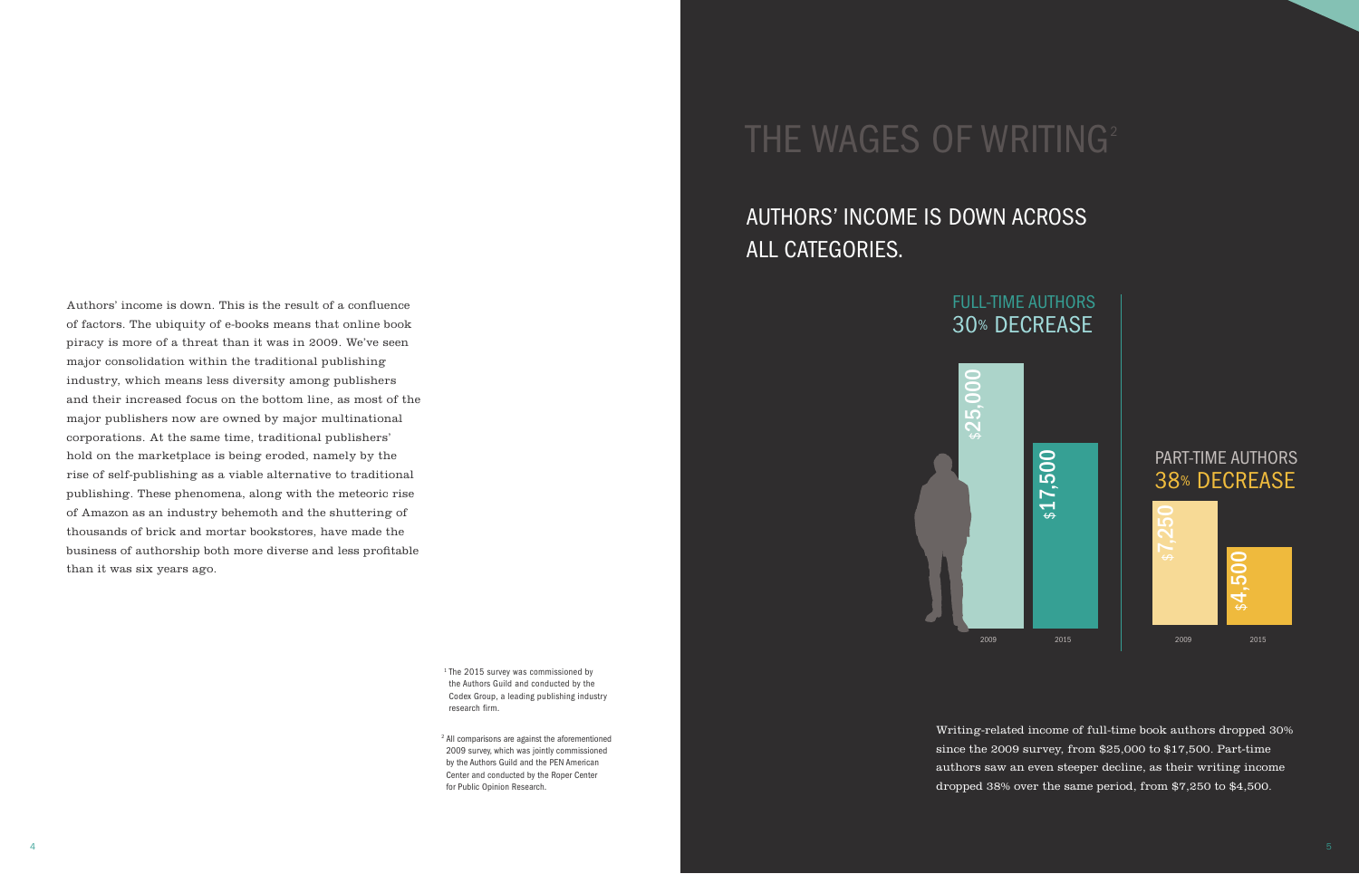Authors' income is down. This is the result of a confluence of factors. The ubiquity of e-books means that online book piracy is more of a threat than it was in 2009. We've seen major consolidation within the traditional publishing industry, which means less diversity among publishers and their increased focus on the bottom line, as most of the major publishers now are owned by major multinational corporations. At the same time, traditional publishers' hold on the marketplace is being eroded, namely by the rise of self-publishing as a viable alternative to traditional publishing. These phenomena, along with the meteoric rise of Amazon as an industry behemoth and the shuttering of thousands of brick and mortar bookstores, have made the business of authorship both more diverse and less profitable than it was six years ago.

[1] The 2015 survey was commissioned by the Authors Guild and conducted by the Codex Group, a leading publishing industry research firm.

[2] All comparisons are against the aforementioned 2009 survey, which was jointly commissioned by the Authors Guild and the PEN American Center and conducted by the Roper Center for Public Opinion Research.

# THE WAGES OF WRITING[2]

## AUTHORS' INCOME IS DOWN ACROSS ALL CATEGORIES.

### FULL-TIME AUTHORS
### 30% DECREASE

| Year | Income |
|---|---|
| 2009 | $25,000 |
| 2015 | $17,500 |

### PART-TIME AUTHORS
### 38% DECREASE

| Year | Income |
|---|---|
| 2009 | $7,250 |
| 2015 | $4,500 |

Writing-related income of full-time book authors dropped 30% since the 2009 survey, from $25,000 to $17,500. Part-time authors saw an even steeper decline, as their writing income dropped 38% over the same period, from $7,250 to $4,500.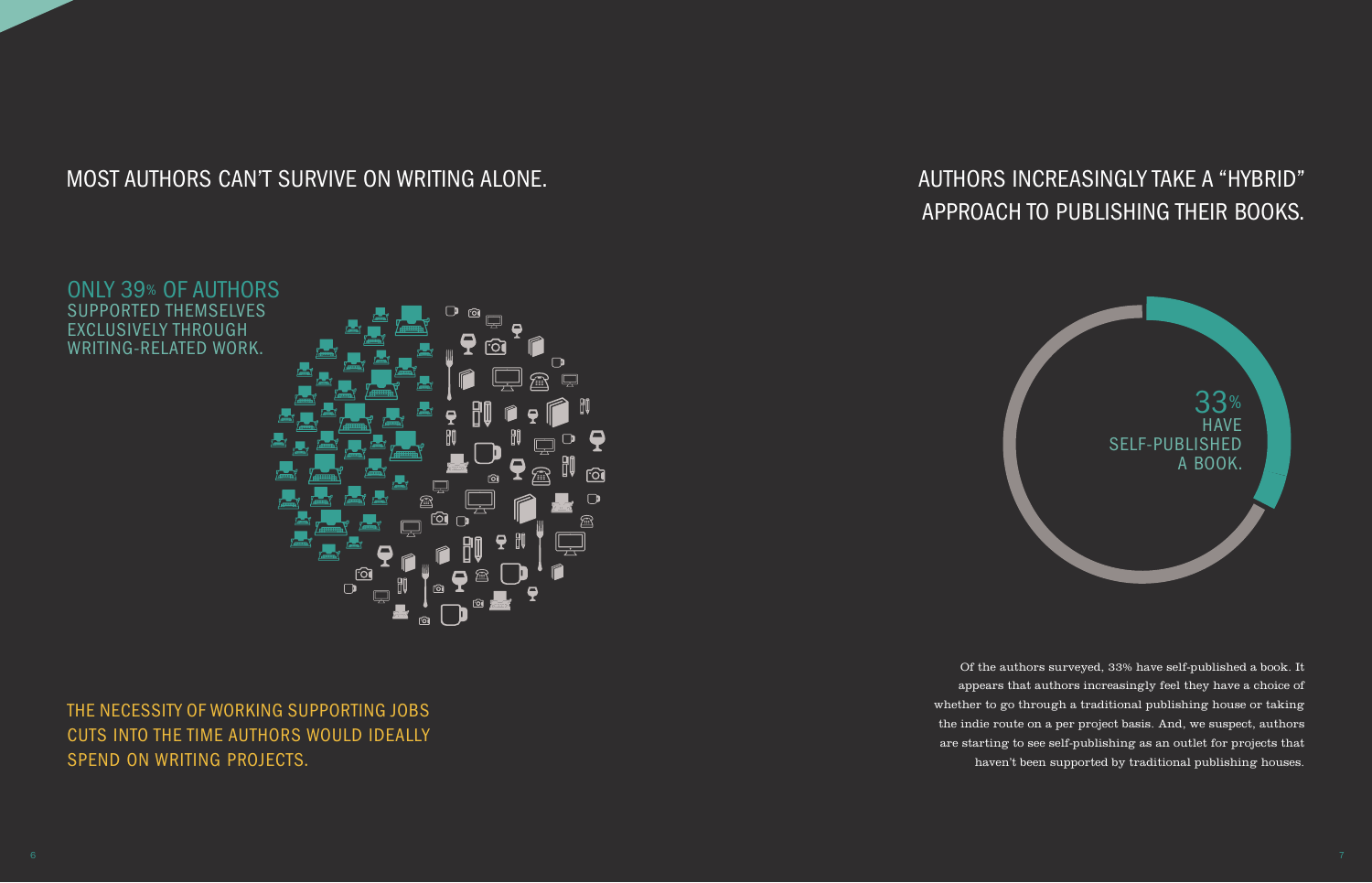## MOST AUTHORS CAN'T SURVIVE ON WRITING ALONE.

ONLY 39% OF AUTHORS SUPPORTED THEMSELVES EXCLUSIVELY THROUGH WRITING-RELATED WORK.

THE NECESSITY OF WORKING SUPPORTING JOBS CUTS INTO THE TIME AUTHORS WOULD IDEALLY SPEND ON WRITING PROJECTS.

## AUTHORS INCREASINGLY TAKE A "HYBRID" APPROACH TO PUBLISHING THEIR BOOKS.

33% HAVE SELF-PUBLISHED A BOOK.

Of the authors surveyed, 33% have self-published a book. It appears that authors increasingly feel they have a choice of whether to go through a traditional publishing house or taking the indie route on a per project basis. And, we suspect, authors are starting to see self-publishing as an outlet for projects that haven't been supported by traditional publishing houses.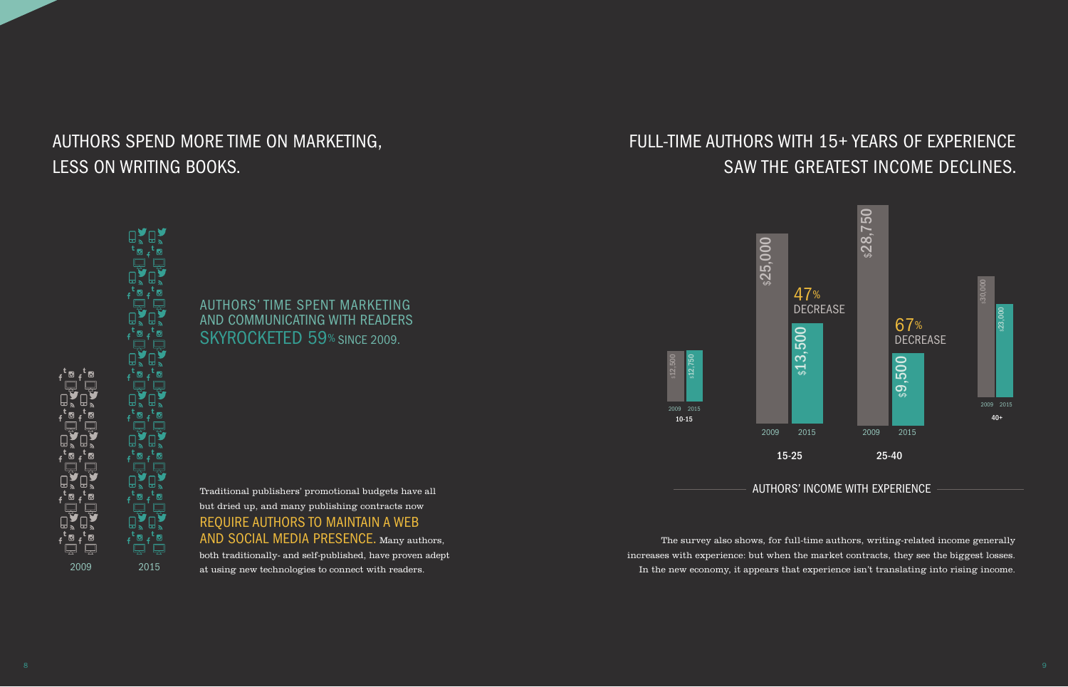# AUTHORS SPEND MORE TIME ON MARKETING, LESS ON WRITING BOOKS.

2009 2015

AUTHORS' TIME SPENT MARKETING AND COMMUNICATING WITH READERS SKYROCKETED 59% SINCE 2009.

Traditional publishers' promotional budgets have all but dried up, and many publishing contracts now **REQUIRE AUTHORS TO MAINTAIN A WEB AND SOCIAL MEDIA PRESENCE.** Many authors, both traditionally- and self-published, have proven adept at using new technologies to connect with readers.

# FULL-TIME AUTHORS WITH 15+ YEARS OF EXPERIENCE SAW THE GREATEST INCOME DECLINES.

| Experience (years) | 2009 | 2015 | Change |
|---|---|---|---|
| 10-15 | $12,500 | $12,750 | |
| 15-25 | $25,000 | $13,500 | 47% DECREASE |
| 25-40 | $28,750 | $9,500 | 67% DECREASE |
| 40+ | $30,000 | $23,000 | |

AUTHORS' INCOME WITH EXPERIENCE

The survey also shows, for full-time authors, writing-related income generally increases with experience: but when the market contracts, they see the biggest losses. In the new economy, it appears that experience isn't translating into rising income.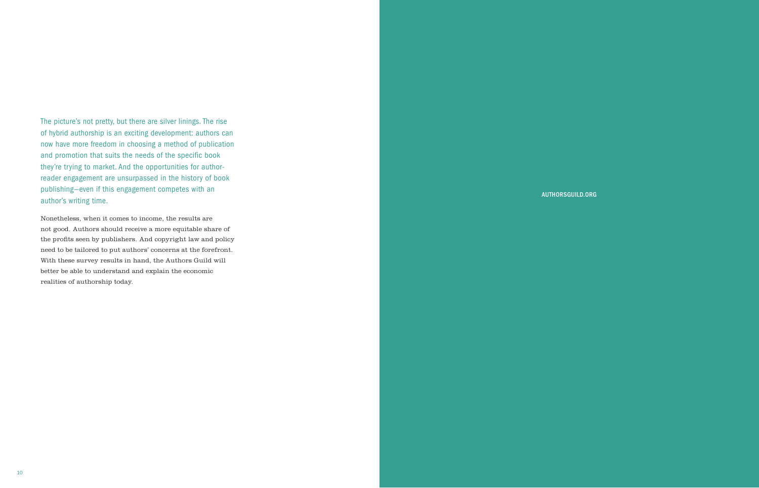The picture's not pretty, but there are silver linings. The rise of hybrid authorship is an exciting development: authors can now have more freedom in choosing a method of publication and promotion that suits the needs of the specific book they're trying to market. And the opportunities for author-reader engagement are unsurpassed in the history of book publishing—even if this engagement competes with an author's writing time.

Nonetheless, when it comes to income, the results are not good. Authors should receive a more equitable share of the profits seen by publishers. And copyright law and policy need to be tailored to put authors' concerns at the forefront. With these survey results in hand, the Authors Guild will better be able to understand and explain the economic realities of authorship today.

AUTHORSGUILD.ORG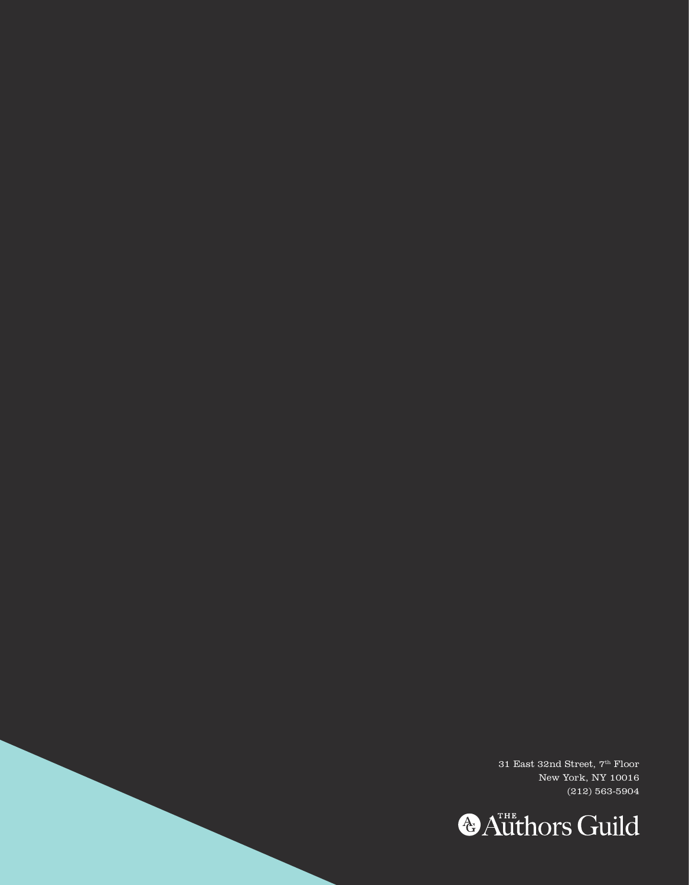31 East 32nd Street, 7th Floor
New York, NY 10016
(212) 563-5904

The Authors Guild